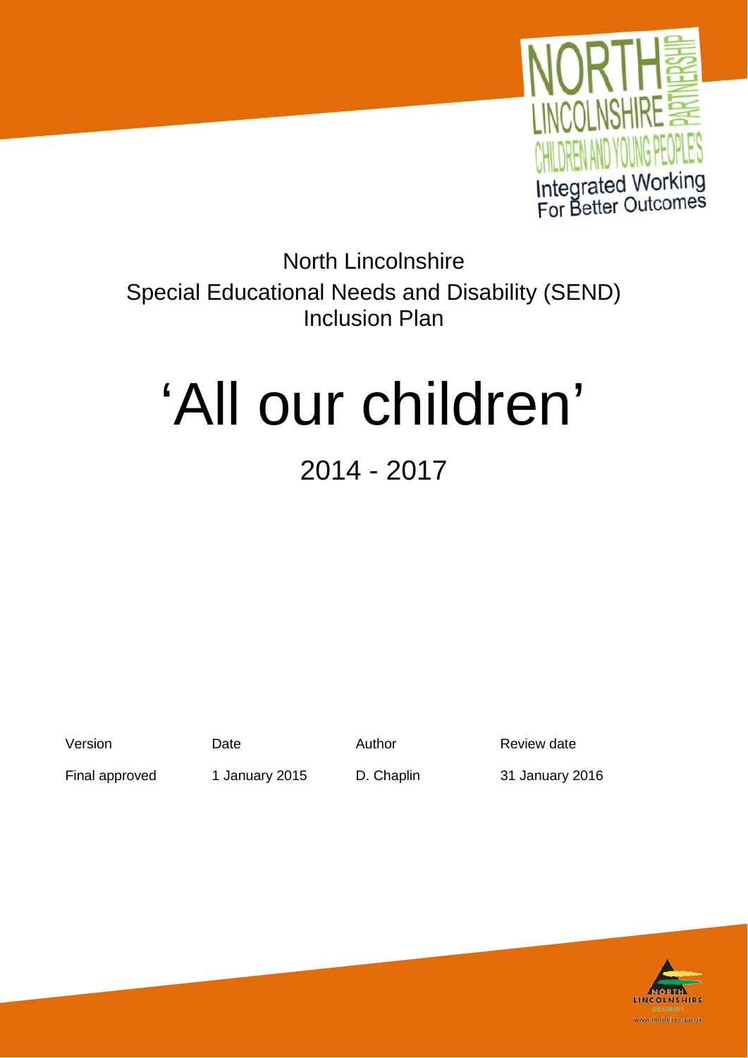North Lincolnshire
Special Educational Needs and Disability (SEND)
Inclusion Plan

# 'All our children'

## 2014 - 2017

| Version | Date | Author | Review date |
| --- | --- | --- | --- |
| Final approved | 1 January 2015 | D. Chaplin | 31 January 2016 |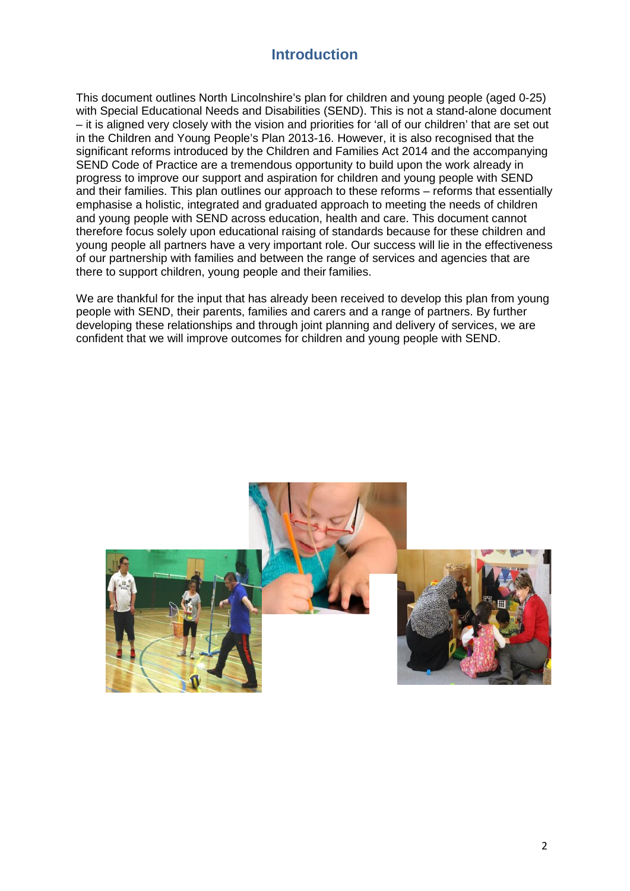# Introduction

This document outlines North Lincolnshire's plan for children and young people (aged 0-25) with Special Educational Needs and Disabilities (SEND). This is not a stand-alone document – it is aligned very closely with the vision and priorities for 'all of our children' that are set out in the Children and Young People's Plan 2013-16. However, it is also recognised that the significant reforms introduced by the Children and Families Act 2014 and the accompanying SEND Code of Practice are a tremendous opportunity to build upon the work already in progress to improve our support and aspiration for children and young people with SEND and their families. This plan outlines our approach to these reforms – reforms that essentially emphasise a holistic, integrated and graduated approach to meeting the needs of children and young people with SEND across education, health and care. This document cannot therefore focus solely upon educational raising of standards because for these children and young people all partners have a very important role. Our success will lie in the effectiveness of our partnership with families and between the range of services and agencies that are there to support children, young people and their families.

We are thankful for the input that has already been received to develop this plan from young people with SEND, their parents, families and carers and a range of partners. By further developing these relationships and through joint planning and delivery of services, we are confident that we will improve outcomes for children and young people with SEND.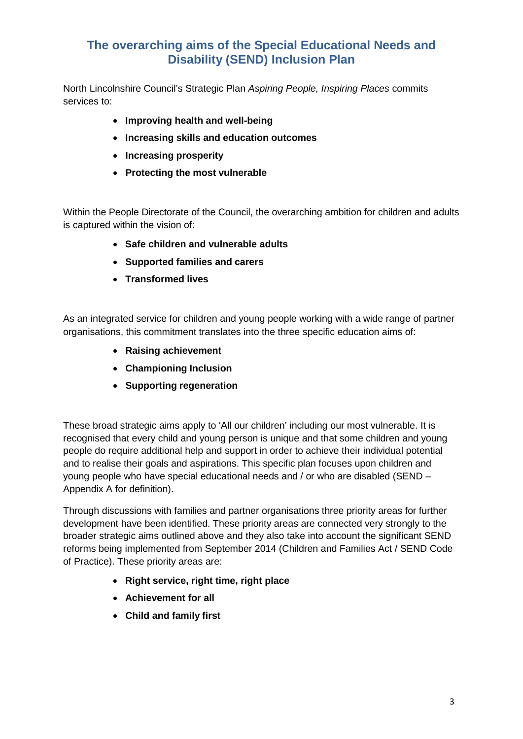## The overarching aims of the Special Educational Needs and Disability (SEND) Inclusion Plan

North Lincolnshire Council's Strategic Plan *Aspiring People, Inspiring Places* commits services to:

- **Improving health and well-being**
- **Increasing skills and education outcomes**
- **Increasing prosperity**
- **Protecting the most vulnerable**

Within the People Directorate of the Council, the overarching ambition for children and adults is captured within the vision of:

- **Safe children and vulnerable adults**
- **Supported families and carers**
- **Transformed lives**

As an integrated service for children and young people working with a wide range of partner organisations, this commitment translates into the three specific education aims of:

- **Raising achievement**
- **Championing Inclusion**
- **Supporting regeneration**

These broad strategic aims apply to 'All our children' including our most vulnerable. It is recognised that every child and young person is unique and that some children and young people do require additional help and support in order to achieve their individual potential and to realise their goals and aspirations. This specific plan focuses upon children and young people who have special educational needs and / or who are disabled (SEND – Appendix A for definition).

Through discussions with families and partner organisations three priority areas for further development have been identified. These priority areas are connected very strongly to the broader strategic aims outlined above and they also take into account the significant SEND reforms being implemented from September 2014 (Children and Families Act / SEND Code of Practice). These priority areas are:

- **Right service, right time, right place**
- **Achievement for all**
- **Child and family first**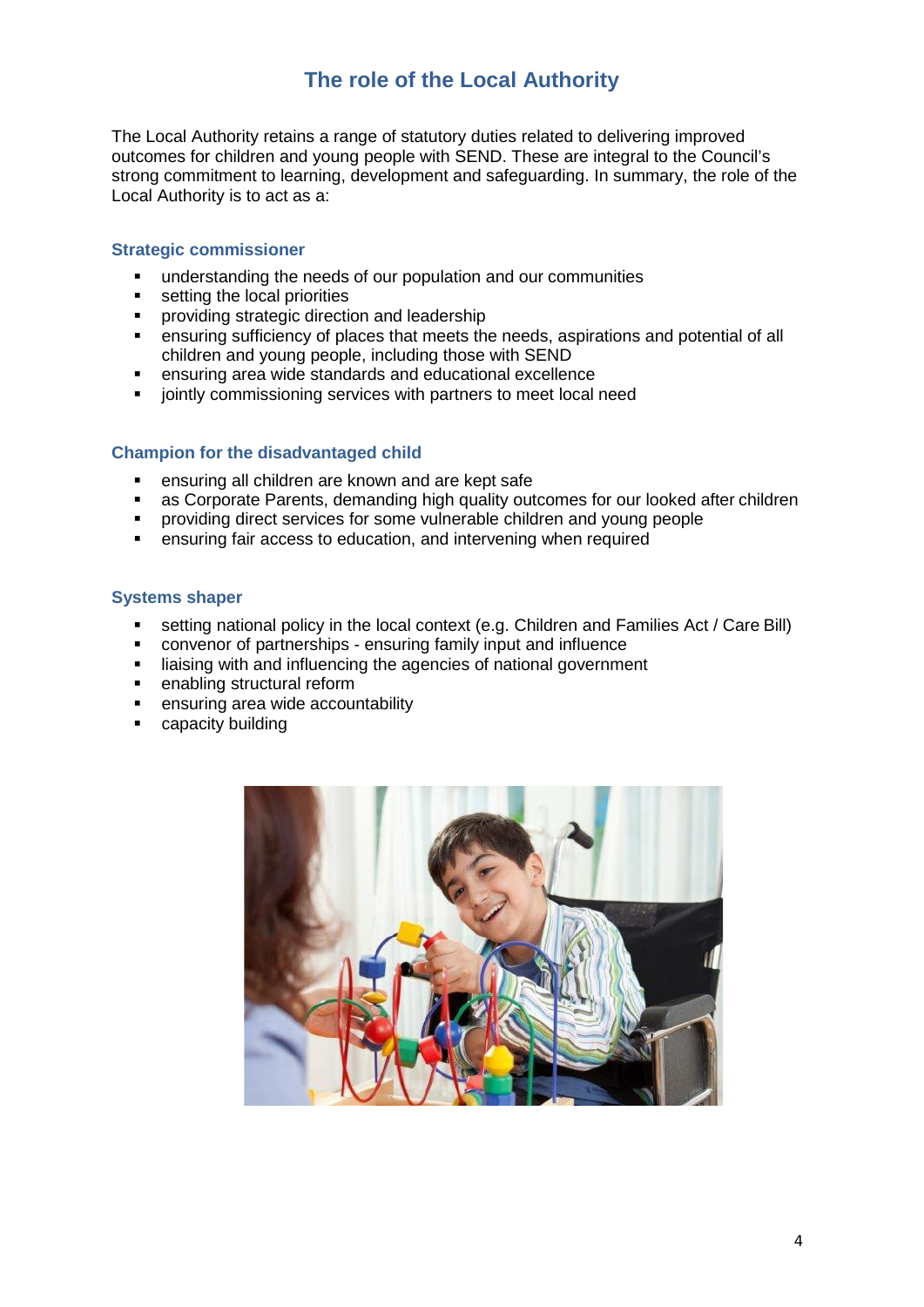# The role of the Local Authority

The Local Authority retains a range of statutory duties related to delivering improved outcomes for children and young people with SEND. These are integral to the Council's strong commitment to learning, development and safeguarding. In summary, the role of the Local Authority is to act as a:

## Strategic commissioner

- understanding the needs of our population and our communities
- setting the local priorities
- providing strategic direction and leadership
- ensuring sufficiency of places that meets the needs, aspirations and potential of all children and young people, including those with SEND
- ensuring area wide standards and educational excellence
- jointly commissioning services with partners to meet local need

## Champion for the disadvantaged child

- ensuring all children are known and are kept safe
- as Corporate Parents, demanding high quality outcomes for our looked after children
- providing direct services for some vulnerable children and young people
- ensuring fair access to education, and intervening when required

## Systems shaper

- setting national policy in the local context (e.g. Children and Families Act / Care Bill)
- convenor of partnerships - ensuring family input and influence
- liaising with and influencing the agencies of national government
- enabling structural reform
- ensuring area wide accountability
- capacity building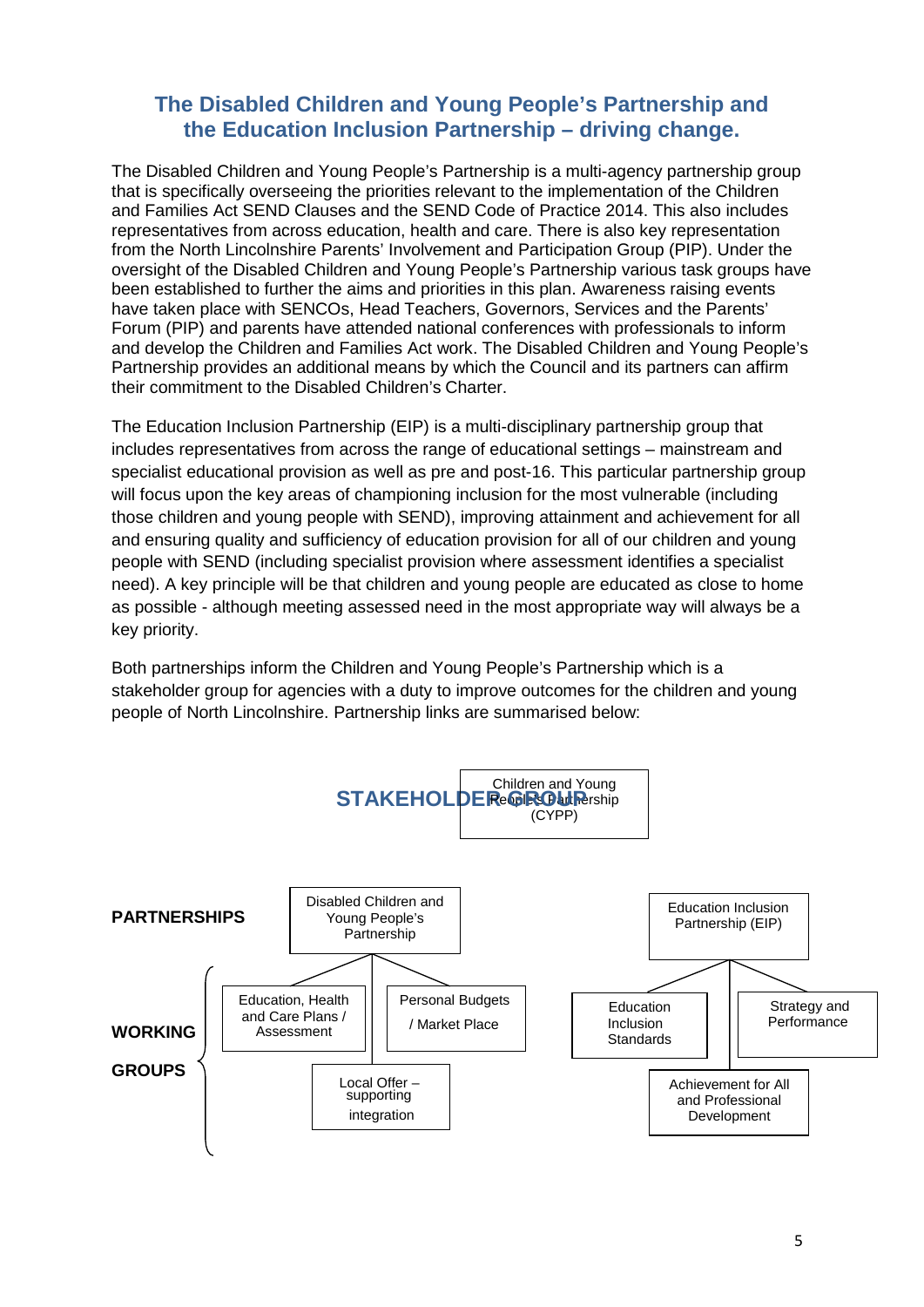## The Disabled Children and Young People's Partnership and the Education Inclusion Partnership – driving change.

The Disabled Children and Young People's Partnership is a multi-agency partnership group that is specifically overseeing the priorities relevant to the implementation of the Children and Families Act SEND Clauses and the SEND Code of Practice 2014. This also includes representatives from across education, health and care. There is also key representation from the North Lincolnshire Parents' Involvement and Participation Group (PIP). Under the oversight of the Disabled Children and Young People's Partnership various task groups have been established to further the aims and priorities in this plan. Awareness raising events have taken place with SENCOs, Head Teachers, Governors, Services and the Parents' Forum (PIP) and parents have attended national conferences with professionals to inform and develop the Children and Families Act work. The Disabled Children and Young People's Partnership provides an additional means by which the Council and its partners can affirm their commitment to the Disabled Children's Charter.

The Education Inclusion Partnership (EIP) is a multi-disciplinary partnership group that includes representatives from across the range of educational settings – mainstream and specialist educational provision as well as pre and post-16. This particular partnership group will focus upon the key areas of championing inclusion for the most vulnerable (including those children and young people with SEND), improving attainment and achievement for all and ensuring quality and sufficiency of education provision for all of our children and young people with SEND (including specialist provision where assessment identifies a specialist need). A key principle will be that children and young people are educated as close to home as possible - although meeting assessed need in the most appropriate way will always be a key priority.

Both partnerships inform the Children and Young People's Partnership which is a stakeholder group for agencies with a duty to improve outcomes for the children and young people of North Lincolnshire. Partnership links are summarised below:

**STAKEHOLDER GROUP**

- Children and Young Peoples Partnership (CYPP)

**PARTNERSHIPS**

- Disabled Children and Young People's Partnership
  - **WORKING GROUPS**
    - Education, Health and Care Plans / Assessment
    - Personal Budgets / Market Place
    - Local Offer – supporting integration
- Education Inclusion Partnership (EIP)
  - **WORKING GROUPS**
    - Education Inclusion Standards
    - Strategy and Performance
    - Achievement for All and Professional Development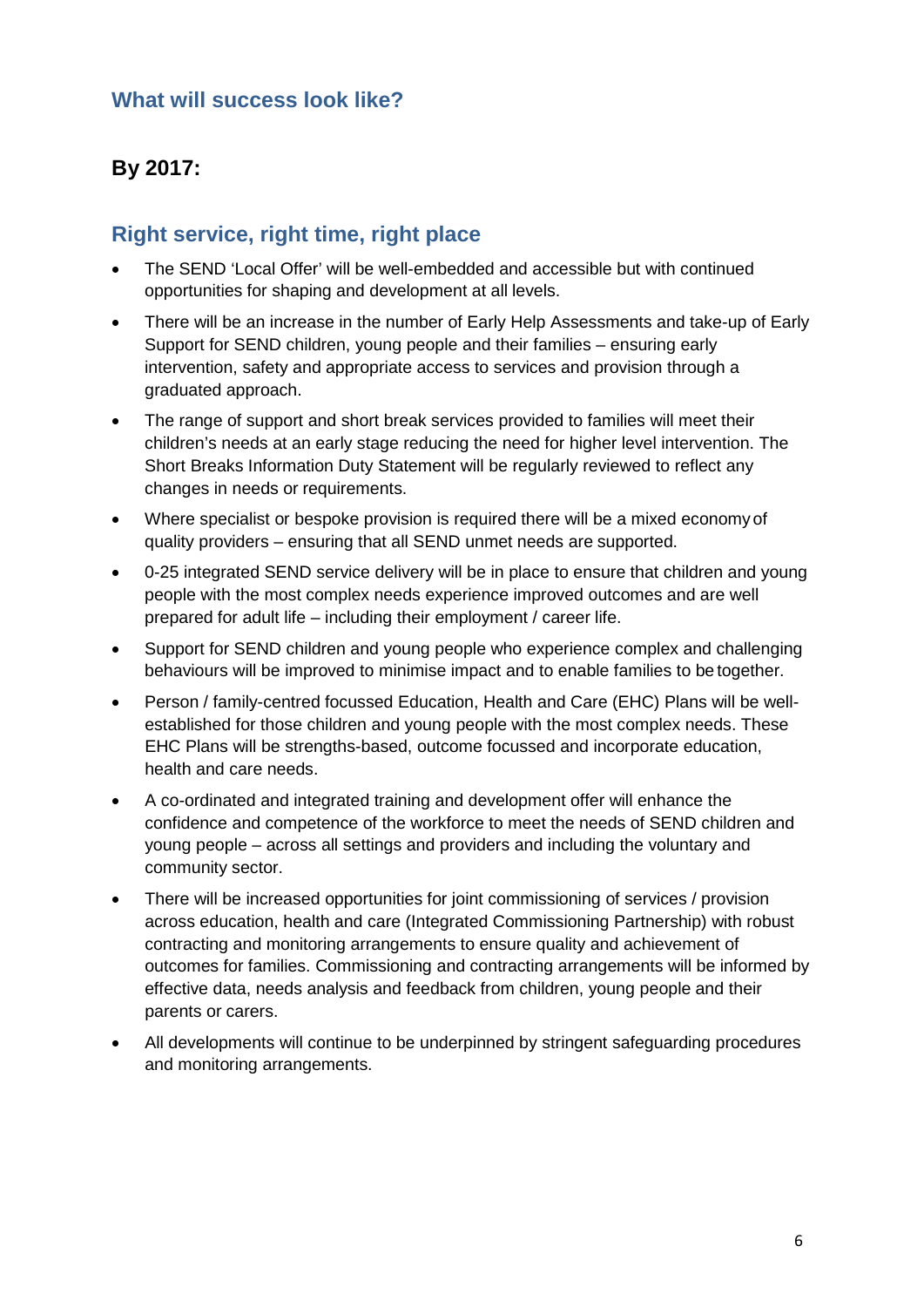## What will success look like?

### By 2017:

## Right service, right time, right place

- The SEND 'Local Offer' will be well-embedded and accessible but with continued opportunities for shaping and development at all levels.
- There will be an increase in the number of Early Help Assessments and take-up of Early Support for SEND children, young people and their families – ensuring early intervention, safety and appropriate access to services and provision through a graduated approach.
- The range of support and short break services provided to families will meet their children's needs at an early stage reducing the need for higher level intervention. The Short Breaks Information Duty Statement will be regularly reviewed to reflect any changes in needs or requirements.
- Where specialist or bespoke provision is required there will be a mixed economy of quality providers – ensuring that all SEND unmet needs are supported.
- 0-25 integrated SEND service delivery will be in place to ensure that children and young people with the most complex needs experience improved outcomes and are well prepared for adult life – including their employment / career life.
- Support for SEND children and young people who experience complex and challenging behaviours will be improved to minimise impact and to enable families to be together.
- Person / family-centred focussed Education, Health and Care (EHC) Plans will be well-established for those children and young people with the most complex needs. These EHC Plans will be strengths-based, outcome focussed and incorporate education, health and care needs.
- A co-ordinated and integrated training and development offer will enhance the confidence and competence of the workforce to meet the needs of SEND children and young people – across all settings and providers and including the voluntary and community sector.
- There will be increased opportunities for joint commissioning of services / provision across education, health and care (Integrated Commissioning Partnership) with robust contracting and monitoring arrangements to ensure quality and achievement of outcomes for families. Commissioning and contracting arrangements will be informed by effective data, needs analysis and feedback from children, young people and their parents or carers.
- All developments will continue to be underpinned by stringent safeguarding procedures and monitoring arrangements.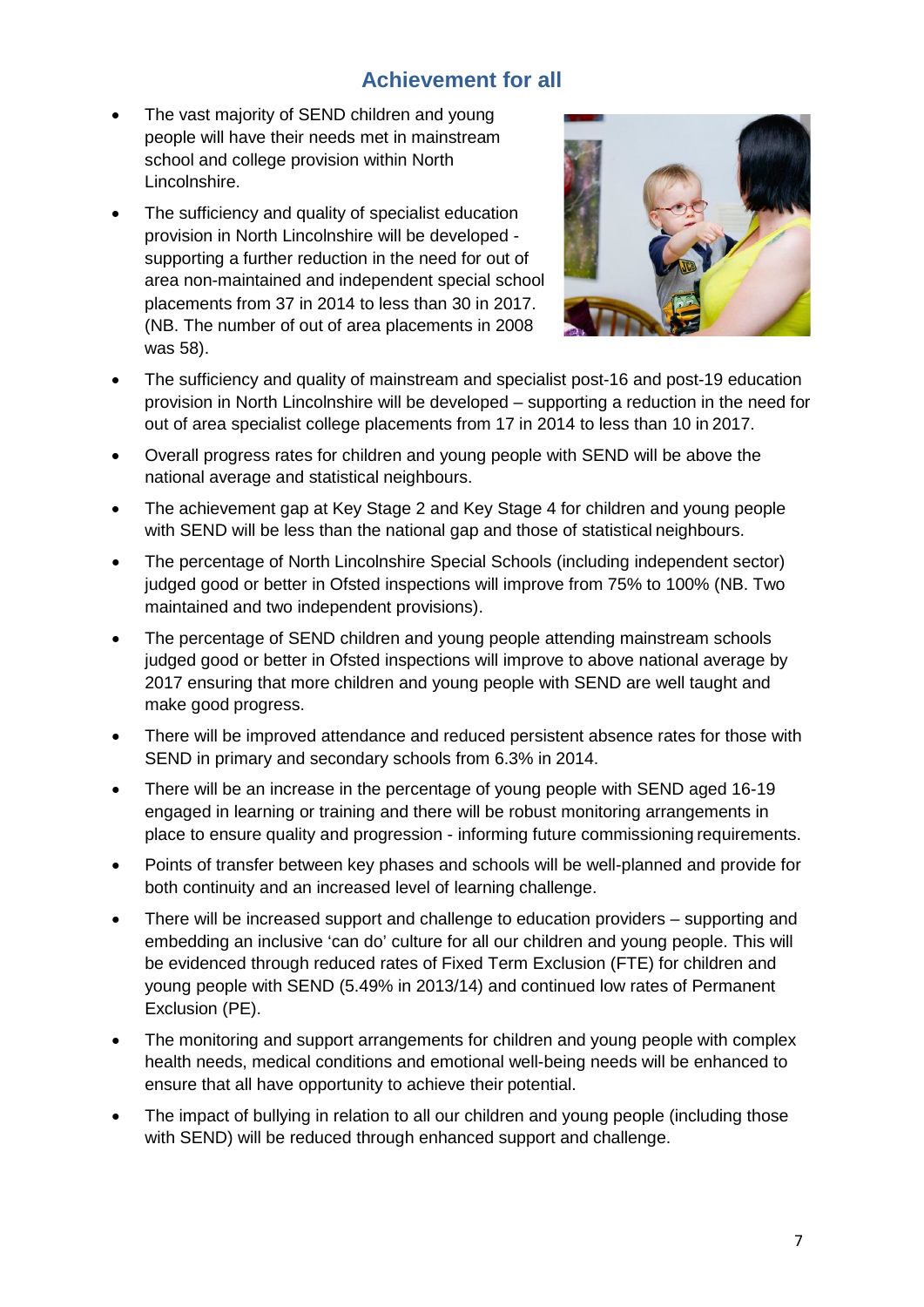## Achievement for all

- The vast majority of SEND children and young people will have their needs met in mainstream school and college provision within North Lincolnshire.
- The sufficiency and quality of specialist education provision in North Lincolnshire will be developed - supporting a further reduction in the need for out of area non-maintained and independent special school placements from 37 in 2014 to less than 30 in 2017. (NB. The number of out of area placements in 2008 was 58).
- The sufficiency and quality of mainstream and specialist post-16 and post-19 education provision in North Lincolnshire will be developed – supporting a reduction in the need for out of area specialist college placements from 17 in 2014 to less than 10 in 2017.
- Overall progress rates for children and young people with SEND will be above the national average and statistical neighbours.
- The achievement gap at Key Stage 2 and Key Stage 4 for children and young people with SEND will be less than the national gap and those of statistical neighbours.
- The percentage of North Lincolnshire Special Schools (including independent sector) judged good or better in Ofsted inspections will improve from 75% to 100% (NB. Two maintained and two independent provisions).
- The percentage of SEND children and young people attending mainstream schools judged good or better in Ofsted inspections will improve to above national average by 2017 ensuring that more children and young people with SEND are well taught and make good progress.
- There will be improved attendance and reduced persistent absence rates for those with SEND in primary and secondary schools from 6.3% in 2014.
- There will be an increase in the percentage of young people with SEND aged 16-19 engaged in learning or training and there will be robust monitoring arrangements in place to ensure quality and progression - informing future commissioning requirements.
- Points of transfer between key phases and schools will be well-planned and provide for both continuity and an increased level of learning challenge.
- There will be increased support and challenge to education providers – supporting and embedding an inclusive 'can do' culture for all our children and young people. This will be evidenced through reduced rates of Fixed Term Exclusion (FTE) for children and young people with SEND (5.49% in 2013/14) and continued low rates of Permanent Exclusion (PE).
- The monitoring and support arrangements for children and young people with complex health needs, medical conditions and emotional well-being needs will be enhanced to ensure that all have opportunity to achieve their potential.
- The impact of bullying in relation to all our children and young people (including those with SEND) will be reduced through enhanced support and challenge.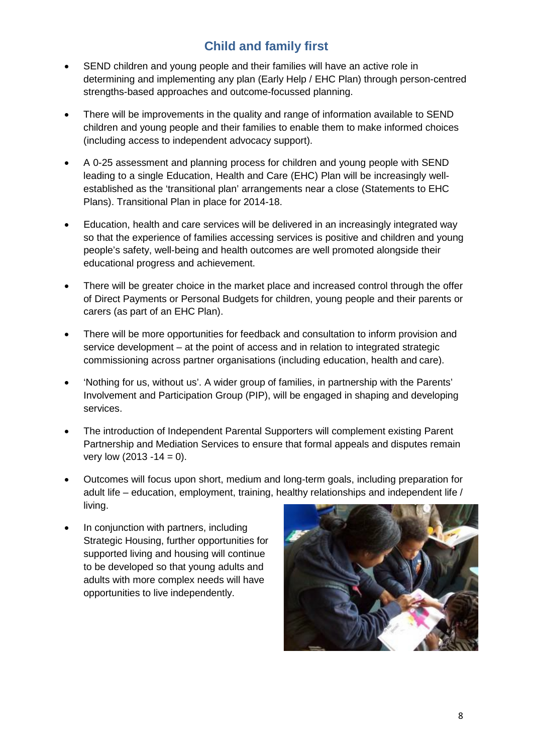## Child and family first

- SEND children and young people and their families will have an active role in determining and implementing any plan (Early Help / EHC Plan) through person-centred strengths-based approaches and outcome-focussed planning.
- There will be improvements in the quality and range of information available to SEND children and young people and their families to enable them to make informed choices (including access to independent advocacy support).
- A 0-25 assessment and planning process for children and young people with SEND leading to a single Education, Health and Care (EHC) Plan will be increasingly well-established as the 'transitional plan' arrangements near a close (Statements to EHC Plans). Transitional Plan in place for 2014-18.
- Education, health and care services will be delivered in an increasingly integrated way so that the experience of families accessing services is positive and children and young people's safety, well-being and health outcomes are well promoted alongside their educational progress and achievement.
- There will be greater choice in the market place and increased control through the offer of Direct Payments or Personal Budgets for children, young people and their parents or carers (as part of an EHC Plan).
- There will be more opportunities for feedback and consultation to inform provision and service development – at the point of access and in relation to integrated strategic commissioning across partner organisations (including education, health and care).
- 'Nothing for us, without us'. A wider group of families, in partnership with the Parents' Involvement and Participation Group (PIP), will be engaged in shaping and developing services.
- The introduction of Independent Parental Supporters will complement existing Parent Partnership and Mediation Services to ensure that formal appeals and disputes remain very low (2013 -14 = 0).
- Outcomes will focus upon short, medium and long-term goals, including preparation for adult life – education, employment, training, healthy relationships and independent life / living.
- In conjunction with partners, including Strategic Housing, further opportunities for supported living and housing will continue to be developed so that young adults and adults with more complex needs will have opportunities to live independently.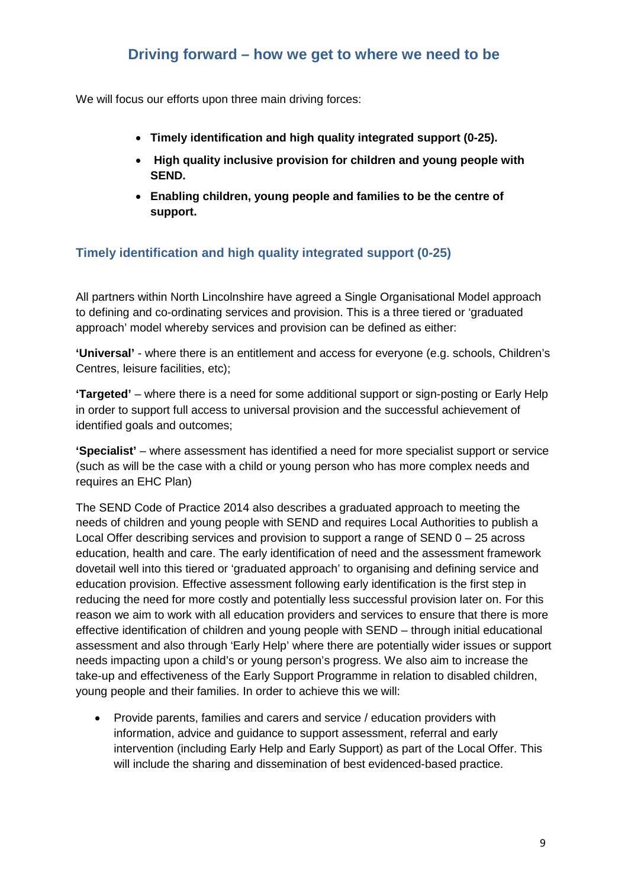## Driving forward – how we get to where we need to be

We will focus our efforts upon three main driving forces:

- **Timely identification and high quality integrated support (0-25).**
- **High quality inclusive provision for children and young people with SEND.**
- **Enabling children, young people and families to be the centre of support.**

### Timely identification and high quality integrated support (0-25)

All partners within North Lincolnshire have agreed a Single Organisational Model approach to defining and co-ordinating services and provision. This is a three tiered or 'graduated approach' model whereby services and provision can be defined as either:

**'Universal'** - where there is an entitlement and access for everyone (e.g. schools, Children's Centres, leisure facilities, etc);

**'Targeted'** – where there is a need for some additional support or sign-posting or Early Help in order to support full access to universal provision and the successful achievement of identified goals and outcomes;

**'Specialist'** – where assessment has identified a need for more specialist support or service (such as will be the case with a child or young person who has more complex needs and requires an EHC Plan)

The SEND Code of Practice 2014 also describes a graduated approach to meeting the needs of children and young people with SEND and requires Local Authorities to publish a Local Offer describing services and provision to support a range of SEND 0 – 25 across education, health and care. The early identification of need and the assessment framework dovetail well into this tiered or 'graduated approach' to organising and defining service and education provision. Effective assessment following early identification is the first step in reducing the need for more costly and potentially less successful provision later on. For this reason we aim to work with education providers and services to ensure that there is more effective identification of children and young people with SEND – through initial educational assessment and also through 'Early Help' where there are potentially wider issues or support needs impacting upon a child's or young person's progress. We also aim to increase the take-up and effectiveness of the Early Support Programme in relation to disabled children, young people and their families. In order to achieve this we will:

- Provide parents, families and carers and service / education providers with information, advice and guidance to support assessment, referral and early intervention (including Early Help and Early Support) as part of the Local Offer. This will include the sharing and dissemination of best evidenced-based practice.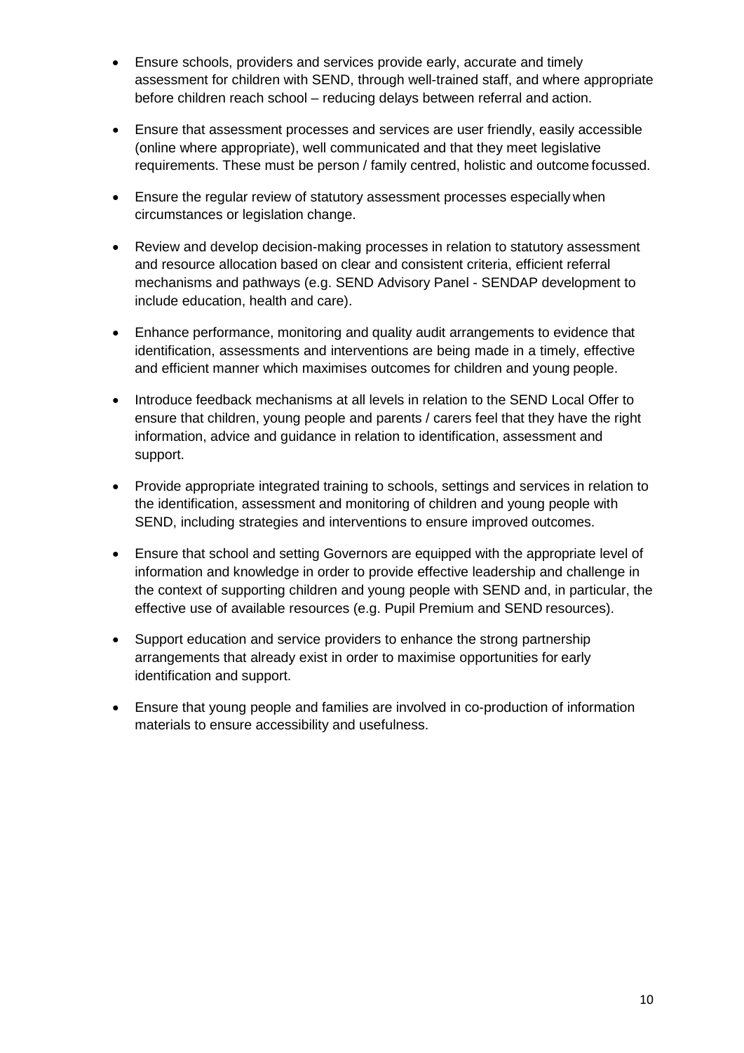- Ensure schools, providers and services provide early, accurate and timely assessment for children with SEND, through well-trained staff, and where appropriate before children reach school – reducing delays between referral and action.
- Ensure that assessment processes and services are user friendly, easily accessible (online where appropriate), well communicated and that they meet legislative requirements. These must be person / family centred, holistic and outcome focussed.
- Ensure the regular review of statutory assessment processes especially when circumstances or legislation change.
- Review and develop decision-making processes in relation to statutory assessment and resource allocation based on clear and consistent criteria, efficient referral mechanisms and pathways (e.g. SEND Advisory Panel - SENDAP development to include education, health and care).
- Enhance performance, monitoring and quality audit arrangements to evidence that identification, assessments and interventions are being made in a timely, effective and efficient manner which maximises outcomes for children and young people.
- Introduce feedback mechanisms at all levels in relation to the SEND Local Offer to ensure that children, young people and parents / carers feel that they have the right information, advice and guidance in relation to identification, assessment and support.
- Provide appropriate integrated training to schools, settings and services in relation to the identification, assessment and monitoring of children and young people with SEND, including strategies and interventions to ensure improved outcomes.
- Ensure that school and setting Governors are equipped with the appropriate level of information and knowledge in order to provide effective leadership and challenge in the context of supporting children and young people with SEND and, in particular, the effective use of available resources (e.g. Pupil Premium and SEND resources).
- Support education and service providers to enhance the strong partnership arrangements that already exist in order to maximise opportunities for early identification and support.
- Ensure that young people and families are involved in co-production of information materials to ensure accessibility and usefulness.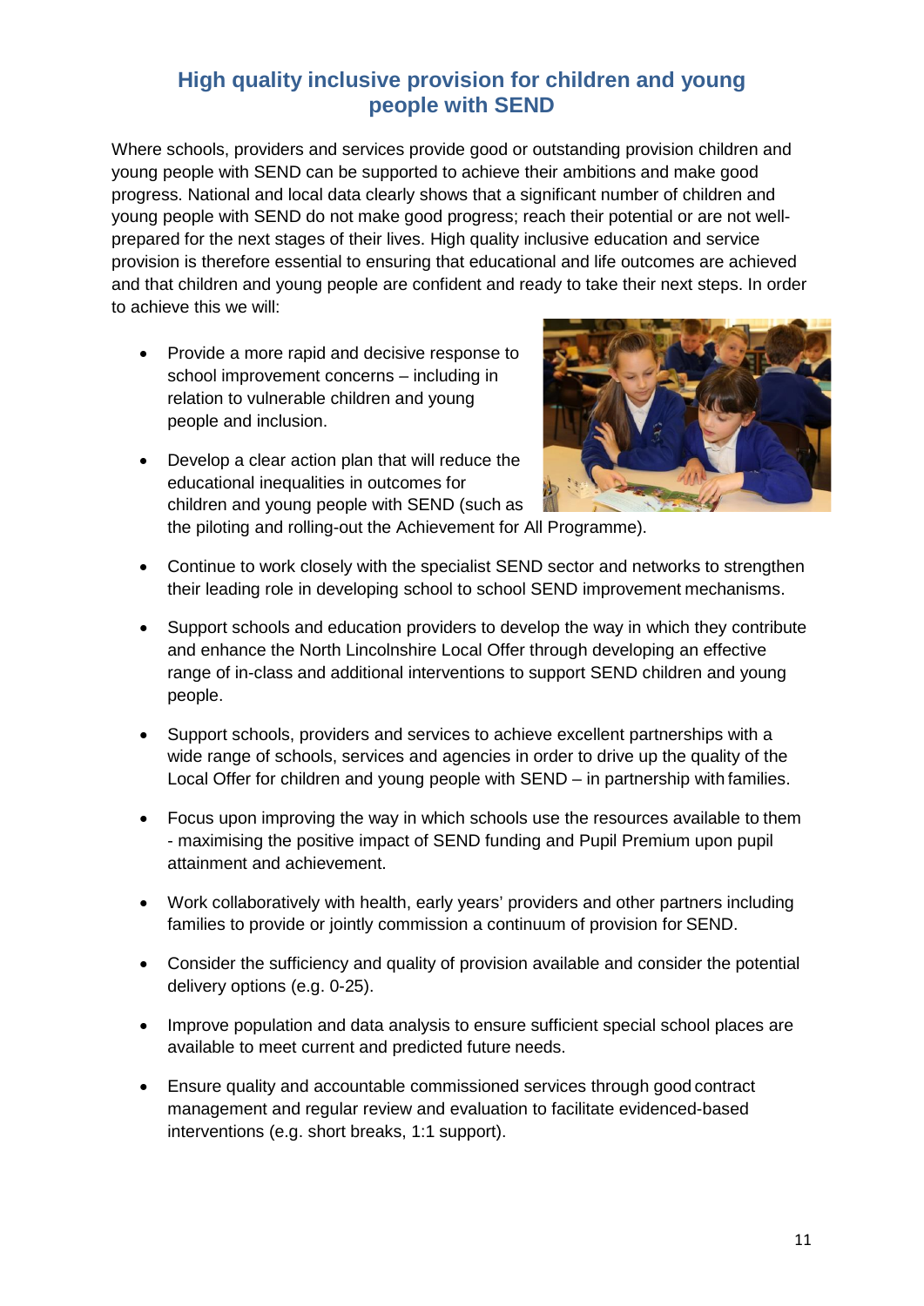## High quality inclusive provision for children and young people with SEND

Where schools, providers and services provide good or outstanding provision children and young people with SEND can be supported to achieve their ambitions and make good progress. National and local data clearly shows that a significant number of children and young people with SEND do not make good progress; reach their potential or are not well-prepared for the next stages of their lives. High quality inclusive education and service provision is therefore essential to ensuring that educational and life outcomes are achieved and that children and young people are confident and ready to take their next steps. In order to achieve this we will:

- Provide a more rapid and decisive response to school improvement concerns – including in relation to vulnerable children and young people and inclusion.
- Develop a clear action plan that will reduce the educational inequalities in outcomes for children and young people with SEND (such as the piloting and rolling-out the Achievement for All Programme).
- Continue to work closely with the specialist SEND sector and networks to strengthen their leading role in developing school to school SEND improvement mechanisms.
- Support schools and education providers to develop the way in which they contribute and enhance the North Lincolnshire Local Offer through developing an effective range of in-class and additional interventions to support SEND children and young people.
- Support schools, providers and services to achieve excellent partnerships with a wide range of schools, services and agencies in order to drive up the quality of the Local Offer for children and young people with SEND – in partnership with families.
- Focus upon improving the way in which schools use the resources available to them - maximising the positive impact of SEND funding and Pupil Premium upon pupil attainment and achievement.
- Work collaboratively with health, early years' providers and other partners including families to provide or jointly commission a continuum of provision for SEND.
- Consider the sufficiency and quality of provision available and consider the potential delivery options (e.g. 0-25).
- Improve population and data analysis to ensure sufficient special school places are available to meet current and predicted future needs.
- Ensure quality and accountable commissioned services through good contract management and regular review and evaluation to facilitate evidenced-based interventions (e.g. short breaks, 1:1 support).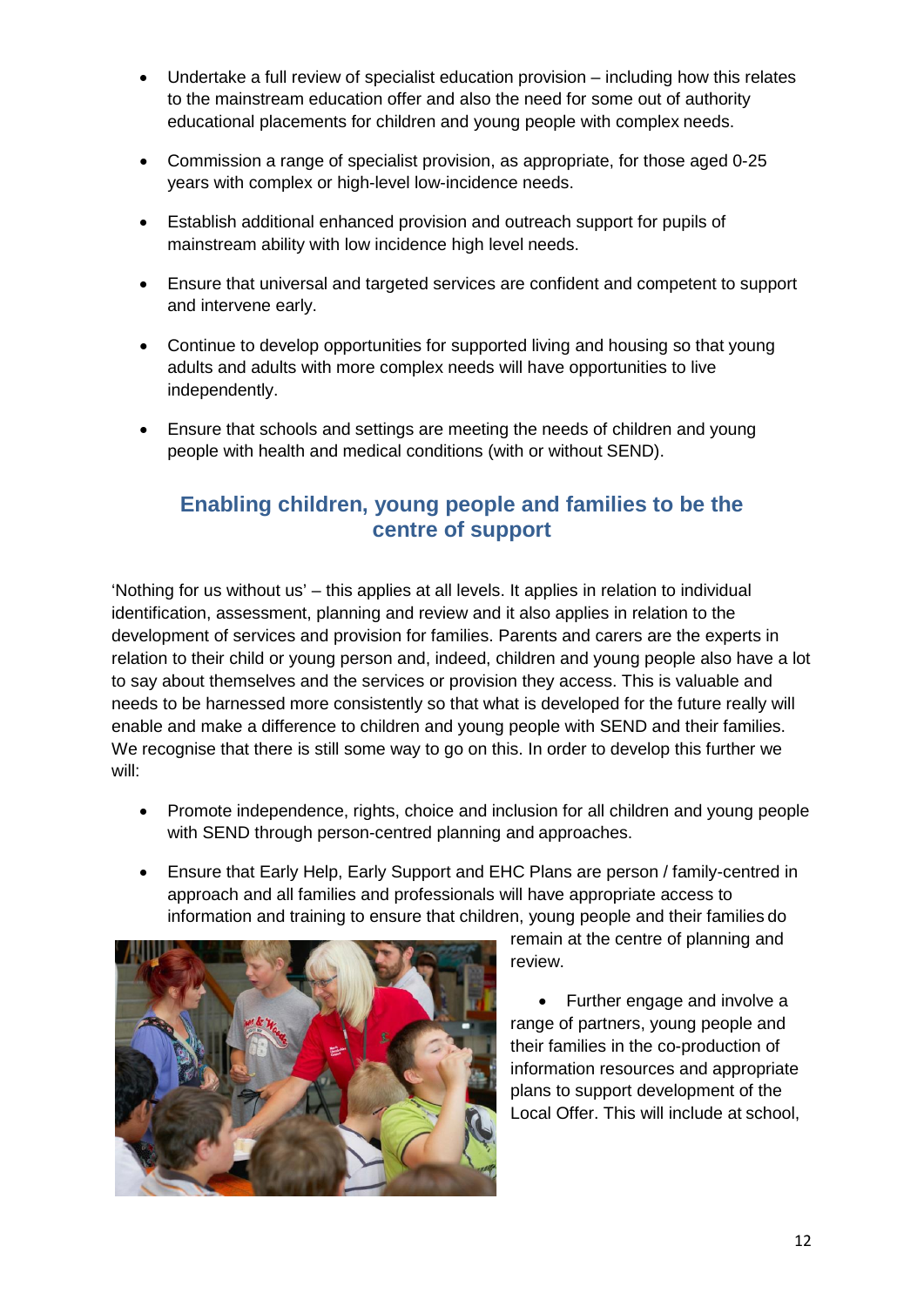- Undertake a full review of specialist education provision – including how this relates to the mainstream education offer and also the need for some out of authority educational placements for children and young people with complex needs.
- Commission a range of specialist provision, as appropriate, for those aged 0-25 years with complex or high-level low-incidence needs.
- Establish additional enhanced provision and outreach support for pupils of mainstream ability with low incidence high level needs.
- Ensure that universal and targeted services are confident and competent to support and intervene early.
- Continue to develop opportunities for supported living and housing so that young adults and adults with more complex needs will have opportunities to live independently.
- Ensure that schools and settings are meeting the needs of children and young people with health and medical conditions (with or without SEND).

## Enabling children, young people and families to be the centre of support

'Nothing for us without us' – this applies at all levels. It applies in relation to individual identification, assessment, planning and review and it also applies in relation to the development of services and provision for families. Parents and carers are the experts in relation to their child or young person and, indeed, children and young people also have a lot to say about themselves and the services or provision they access. This is valuable and needs to be harnessed more consistently so that what is developed for the future really will enable and make a difference to children and young people with SEND and their families. We recognise that there is still some way to go on this. In order to develop this further we will:

- Promote independence, rights, choice and inclusion for all children and young people with SEND through person-centred planning and approaches.
- Ensure that Early Help, Early Support and EHC Plans are person / family-centred in approach and all families and professionals will have appropriate access to information and training to ensure that children, young people and their families do remain at the centre of planning and review.
- Further engage and involve a range of partners, young people and their families in the co-production of information resources and appropriate plans to support development of the Local Offer. This will include at school,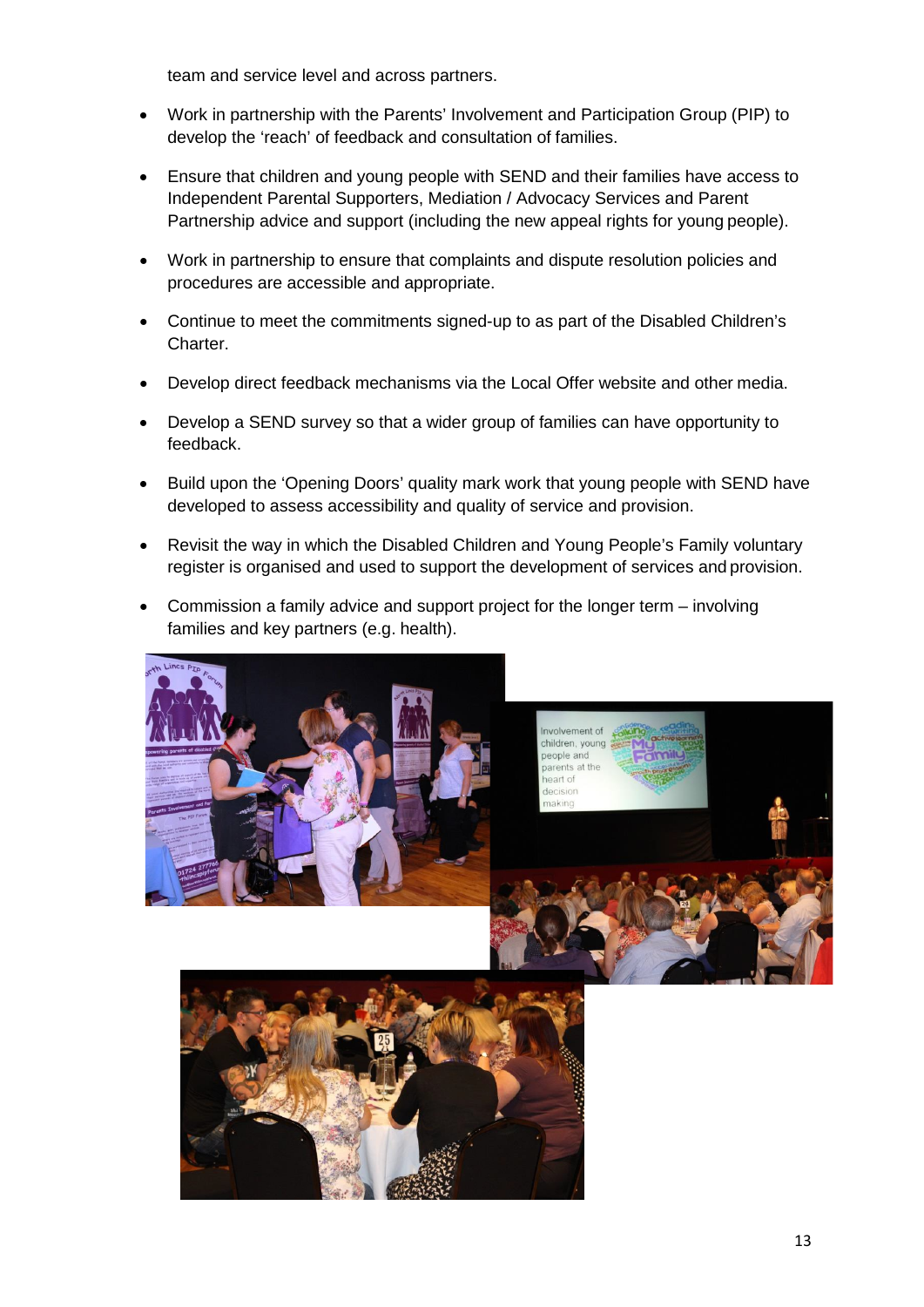team and service level and across partners.

- Work in partnership with the Parents' Involvement and Participation Group (PIP) to develop the 'reach' of feedback and consultation of families.
- Ensure that children and young people with SEND and their families have access to Independent Parental Supporters, Mediation / Advocacy Services and Parent Partnership advice and support (including the new appeal rights for young people).
- Work in partnership to ensure that complaints and dispute resolution policies and procedures are accessible and appropriate.
- Continue to meet the commitments signed-up to as part of the Disabled Children's Charter.
- Develop direct feedback mechanisms via the Local Offer website and other media.
- Develop a SEND survey so that a wider group of families can have opportunity to feedback.
- Build upon the 'Opening Doors' quality mark work that young people with SEND have developed to assess accessibility and quality of service and provision.
- Revisit the way in which the Disabled Children and Young People's Family voluntary register is organised and used to support the development of services and provision.
- Commission a family advice and support project for the longer term – involving families and key partners (e.g. health).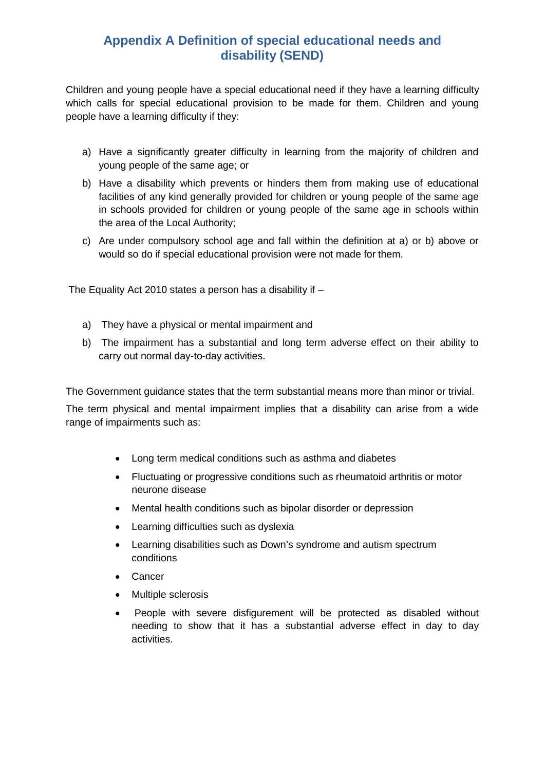# Appendix A Definition of special educational needs and disability (SEND)

Children and young people have a special educational need if they have a learning difficulty which calls for special educational provision to be made for them. Children and young people have a learning difficulty if they:

a) Have a significantly greater difficulty in learning from the majority of children and young people of the same age; or
b) Have a disability which prevents or hinders them from making use of educational facilities of any kind generally provided for children or young people of the same age in schools provided for children or young people of the same age in schools within the area of the Local Authority;
c) Are under compulsory school age and fall within the definition at a) or b) above or would so do if special educational provision were not made for them.

The Equality Act 2010 states a person has a disability if –

a) They have a physical or mental impairment and
b) The impairment has a substantial and long term adverse effect on their ability to carry out normal day-to-day activities.

The Government guidance states that the term substantial means more than minor or trivial.

The term physical and mental impairment implies that a disability can arise from a wide range of impairments such as:

- Long term medical conditions such as asthma and diabetes
- Fluctuating or progressive conditions such as rheumatoid arthritis or motor neurone disease
- Mental health conditions such as bipolar disorder or depression
- Learning difficulties such as dyslexia
- Learning disabilities such as Down's syndrome and autism spectrum conditions
- Cancer
- Multiple sclerosis
- People with severe disfigurement will be protected as disabled without needing to show that it has a substantial adverse effect in day to day activities.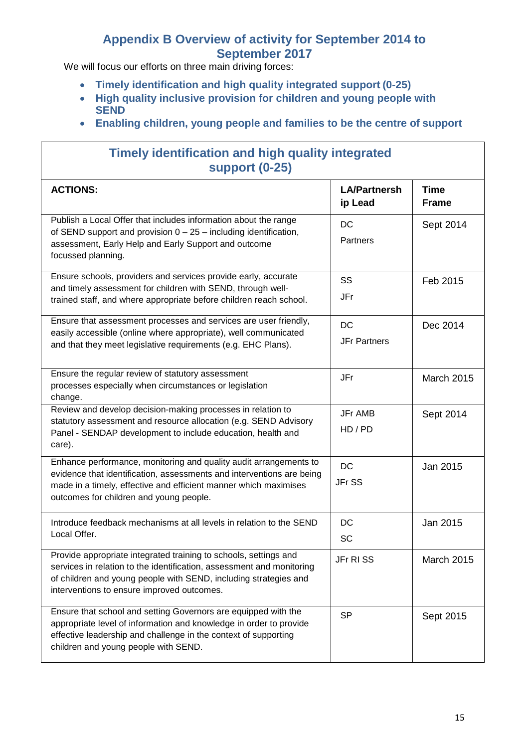# Appendix B Overview of activity for September 2014 to September 2017

We will focus our efforts on three main driving forces:

- **Timely identification and high quality integrated support (0-25)**
- **High quality inclusive provision for children and young people with SEND**
- **Enabling children, young people and families to be the centre of support**

## Timely identification and high quality integrated support (0-25)

| ACTIONS: | LA/Partnership Lead | Time Frame |
|---|---|---|
| Publish a Local Offer that includes information about the range of SEND support and provision 0 – 25 – including identification, assessment, Early Help and Early Support and outcome focussed planning. | DC Partners | Sept 2014 |
| Ensure schools, providers and services provide early, accurate and timely assessment for children with SEND, through well-trained staff, and where appropriate before children reach school. | SS JFr | Feb 2015 |
| Ensure that assessment processes and services are user friendly, easily accessible (online where appropriate), well communicated and that they meet legislative requirements (e.g. EHC Plans). | DC JFr Partners | Dec 2014 |
| Ensure the regular review of statutory assessment processes especially when circumstances or legislation change. | JFr | March 2015 |
| Review and develop decision-making processes in relation to statutory assessment and resource allocation (e.g. SEND Advisory Panel - SENDAP development to include education, health and care). | JFr AMB HD / PD | Sept 2014 |
| Enhance performance, monitoring and quality audit arrangements to evidence that identification, assessments and interventions are being made in a timely, effective and efficient manner which maximises outcomes for children and young people. | DC JFr SS | Jan 2015 |
| Introduce feedback mechanisms at all levels in relation to the SEND Local Offer. | DC SC | Jan 2015 |
| Provide appropriate integrated training to schools, settings and services in relation to the identification, assessment and monitoring of children and young people with SEND, including strategies and interventions to ensure improved outcomes. | JFr RI SS | March 2015 |
| Ensure that school and setting Governors are equipped with the appropriate level of information and knowledge in order to provide effective leadership and challenge in the context of supporting children and young people with SEND. | SP | Sept 2015 |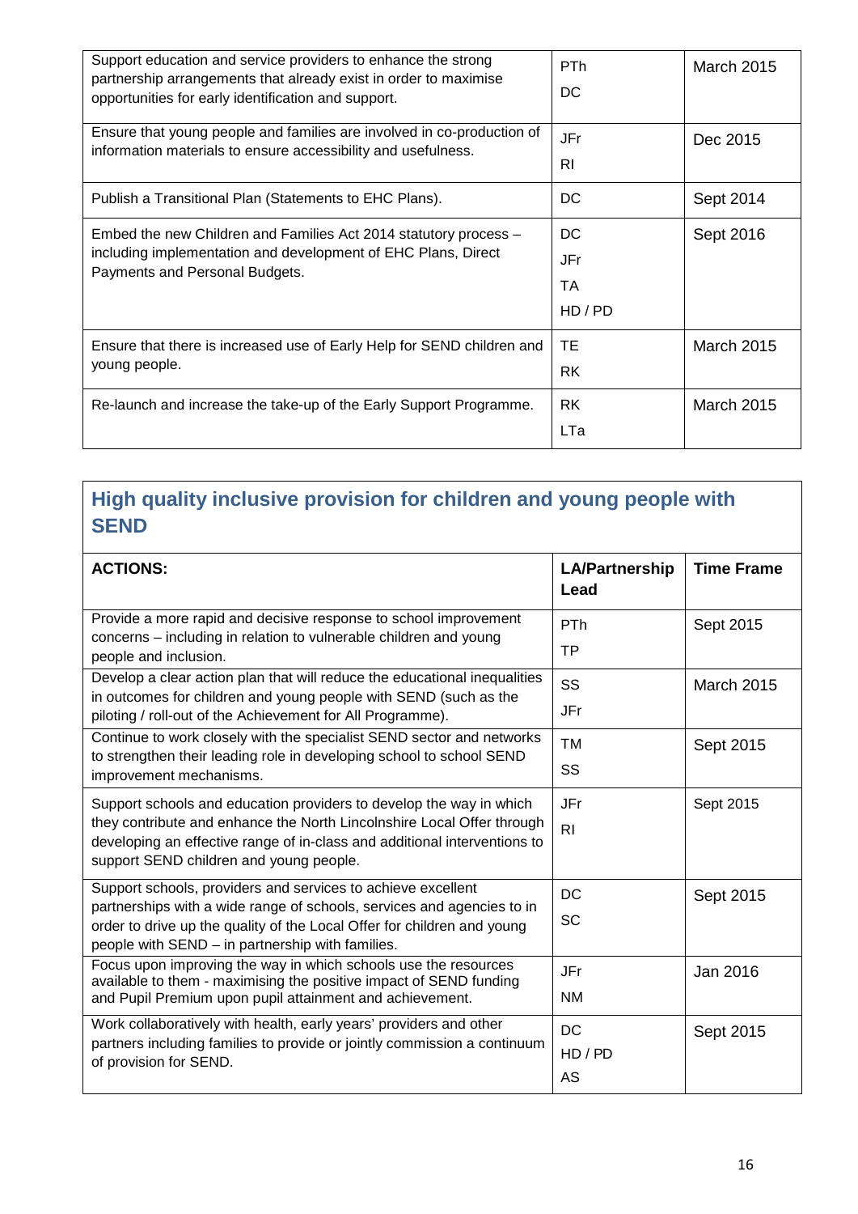| | | |
|---|---|---|
| Support education and service providers to enhance the strong partnership arrangements that already exist in order to maximise opportunities for early identification and support. | PTh<br>DC | March 2015 |
| Ensure that young people and families are involved in co-production of information materials to ensure accessibility and usefulness. | JFr<br>RI | Dec 2015 |
| Publish a Transitional Plan (Statements to EHC Plans). | DC | Sept 2014 |
| Embed the new Children and Families Act 2014 statutory process – including implementation and development of EHC Plans, Direct Payments and Personal Budgets. | DC<br>JFr<br>TA<br>HD / PD | Sept 2016 |
| Ensure that there is increased use of Early Help for SEND children and young people. | TE<br>RK | March 2015 |
| Re-launch and increase the take-up of the Early Support Programme. | RK<br>LTa | March 2015 |

## High quality inclusive provision for children and young people with SEND

| ACTIONS: | LA/Partnership Lead | Time Frame |
|---|---|---|
| Provide a more rapid and decisive response to school improvement concerns – including in relation to vulnerable children and young people and inclusion. | PTh<br>TP | Sept 2015 |
| Develop a clear action plan that will reduce the educational inequalities in outcomes for children and young people with SEND (such as the piloting / roll-out of the Achievement for All Programme). | SS<br>JFr | March 2015 |
| Continue to work closely with the specialist SEND sector and networks to strengthen their leading role in developing school to school SEND improvement mechanisms. | TM<br>SS | Sept 2015 |
| Support schools and education providers to develop the way in which they contribute and enhance the North Lincolnshire Local Offer through developing an effective range of in-class and additional interventions to support SEND children and young people. | JFr<br>RI | Sept 2015 |
| Support schools, providers and services to achieve excellent partnerships with a wide range of schools, services and agencies to in order to drive up the quality of the Local Offer for children and young people with SEND – in partnership with families. | DC<br>SC | Sept 2015 |
| Focus upon improving the way in which schools use the resources available to them - maximising the positive impact of SEND funding and Pupil Premium upon pupil attainment and achievement. | JFr<br>NM | Jan 2016 |
| Work collaboratively with health, early years' providers and other partners including families to provide or jointly commission a continuum of provision for SEND. | DC<br>HD / PD<br>AS | Sept 2015 |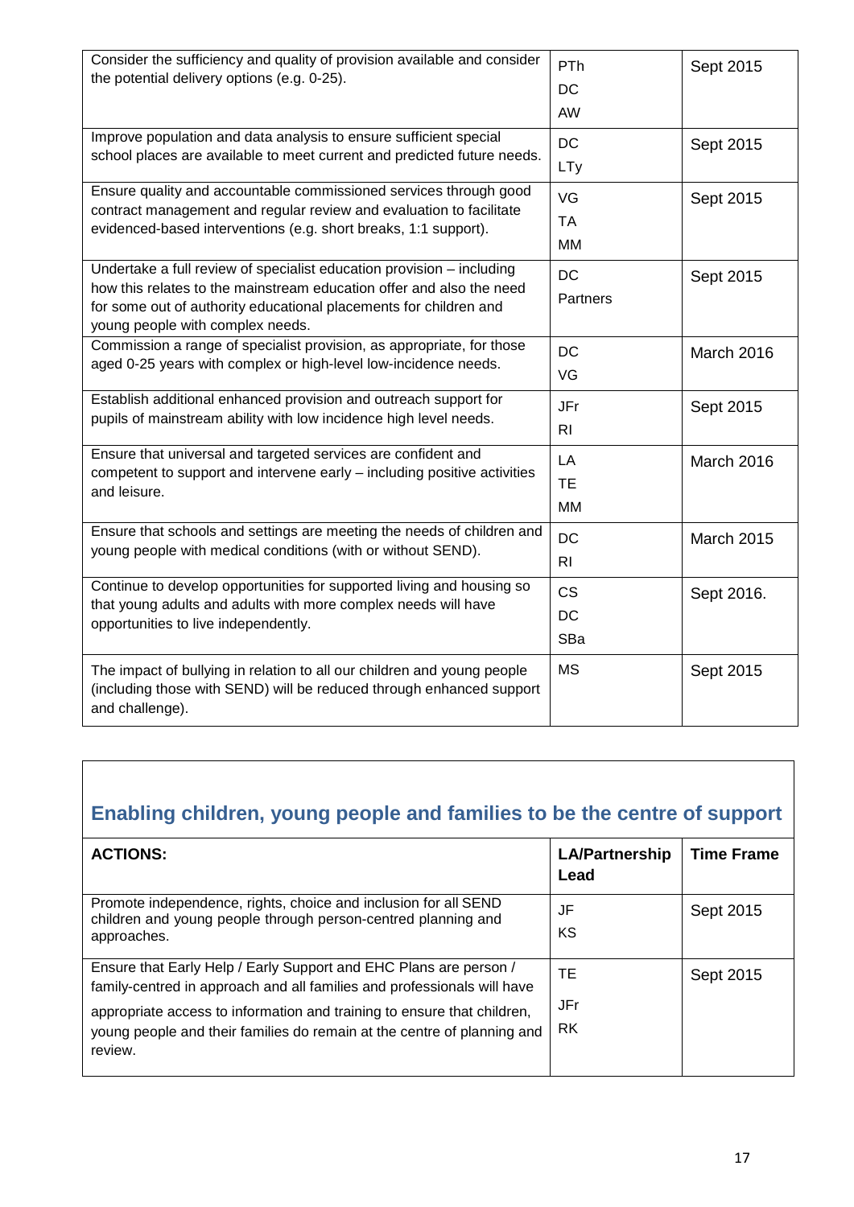| | | |
|---|---|---|
| Consider the sufficiency and quality of provision available and consider the potential delivery options (e.g. 0-25). | PTh<br>DC<br>AW | Sept 2015 |
| Improve population and data analysis to ensure sufficient special school places are available to meet current and predicted future needs. | DC<br>LTy | Sept 2015 |
| Ensure quality and accountable commissioned services through good contract management and regular review and evaluation to facilitate evidenced-based interventions (e.g. short breaks, 1:1 support). | VG<br>TA<br>MM | Sept 2015 |
| Undertake a full review of specialist education provision – including how this relates to the mainstream education offer and also the need for some out of authority educational placements for children and young people with complex needs. | DC<br>Partners | Sept 2015 |
| Commission a range of specialist provision, as appropriate, for those aged 0-25 years with complex or high-level low-incidence needs. | DC<br>VG | March 2016 |
| Establish additional enhanced provision and outreach support for pupils of mainstream ability with low incidence high level needs. | JFr<br>RI | Sept 2015 |
| Ensure that universal and targeted services are confident and competent to support and intervene early – including positive activities and leisure. | LA<br>TE<br>MM | March 2016 |
| Ensure that schools and settings are meeting the needs of children and young people with medical conditions (with or without SEND). | DC<br>RI | March 2015 |
| Continue to develop opportunities for supported living and housing so that young adults and adults with more complex needs will have opportunities to live independently. | CS<br>DC<br>SBa | Sept 2016. |
| The impact of bullying in relation to all our children and young people (including those with SEND) will be reduced through enhanced support and challenge). | MS | Sept 2015 |

## Enabling children, young people and families to be the centre of support

| ACTIONS: | LA/Partnership Lead | Time Frame |
|---|---|---|
| Promote independence, rights, choice and inclusion for all SEND children and young people through person-centred planning and approaches. | JF<br>KS | Sept 2015 |
| Ensure that Early Help / Early Support and EHC Plans are person / family-centred in approach and all families and professionals will have appropriate access to information and training to ensure that children, young people and their families do remain at the centre of planning and review. | TE<br>JFr<br>RK | Sept 2015 |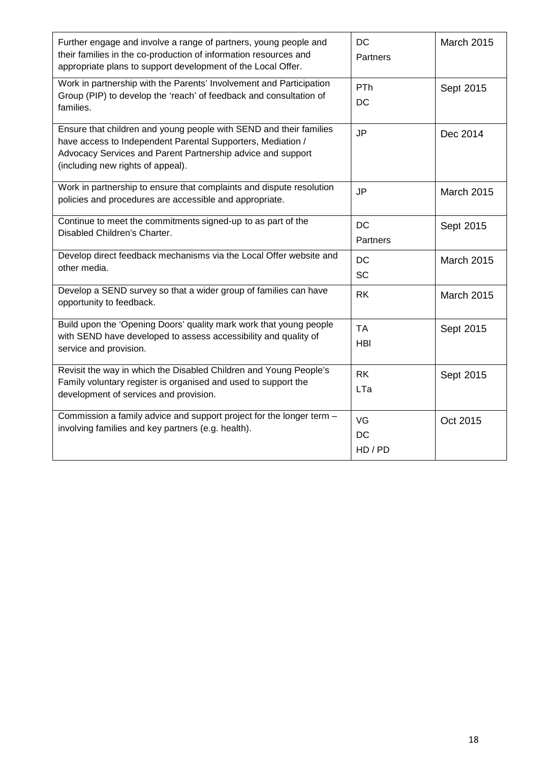| | | |
|---|---|---|
| Further engage and involve a range of partners, young people and their families in the co-production of information resources and appropriate plans to support development of the Local Offer. | DC<br>Partners | March 2015 |
| Work in partnership with the Parents' Involvement and Participation Group (PIP) to develop the 'reach' of feedback and consultation of families. | PTh<br>DC | Sept 2015 |
| Ensure that children and young people with SEND and their families have access to Independent Parental Supporters, Mediation / Advocacy Services and Parent Partnership advice and support (including new rights of appeal). | JP | Dec 2014 |
| Work in partnership to ensure that complaints and dispute resolution policies and procedures are accessible and appropriate. | JP | March 2015 |
| Continue to meet the commitments signed-up to as part of the Disabled Children's Charter. | DC<br>Partners | Sept 2015 |
| Develop direct feedback mechanisms via the Local Offer website and other media. | DC<br>SC | March 2015 |
| Develop a SEND survey so that a wider group of families can have opportunity to feedback. | RK | March 2015 |
| Build upon the 'Opening Doors' quality mark work that young people with SEND have developed to assess accessibility and quality of service and provision. | TA<br>HBl | Sept 2015 |
| Revisit the way in which the Disabled Children and Young People's Family voluntary register is organised and used to support the development of services and provision. | RK<br>LTa | Sept 2015 |
| Commission a family advice and support project for the longer term – involving families and key partners (e.g. health). | VG<br>DC<br>HD / PD | Oct 2015 |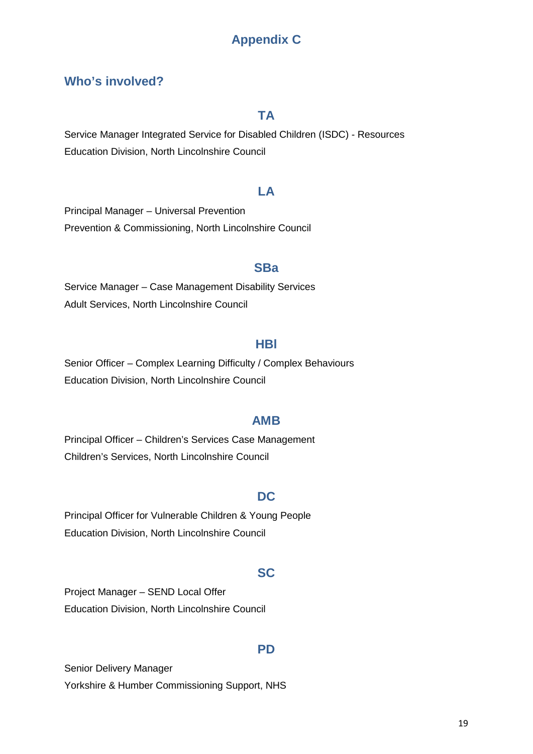# Appendix C

## Who's involved?

### TA

Service Manager Integrated Service for Disabled Children (ISDC) - Resources
Education Division, North Lincolnshire Council

### LA

Principal Manager – Universal Prevention
Prevention & Commissioning, North Lincolnshire Council

### SBa

Service Manager – Case Management Disability Services
Adult Services, North Lincolnshire Council

### HBl

Senior Officer – Complex Learning Difficulty / Complex Behaviours
Education Division, North Lincolnshire Council

### AMB

Principal Officer – Children's Services Case Management
Children's Services, North Lincolnshire Council

### DC

Principal Officer for Vulnerable Children & Young People
Education Division, North Lincolnshire Council

### SC

Project Manager – SEND Local Offer
Education Division, North Lincolnshire Council

### PD

Senior Delivery Manager
Yorkshire & Humber Commissioning Support, NHS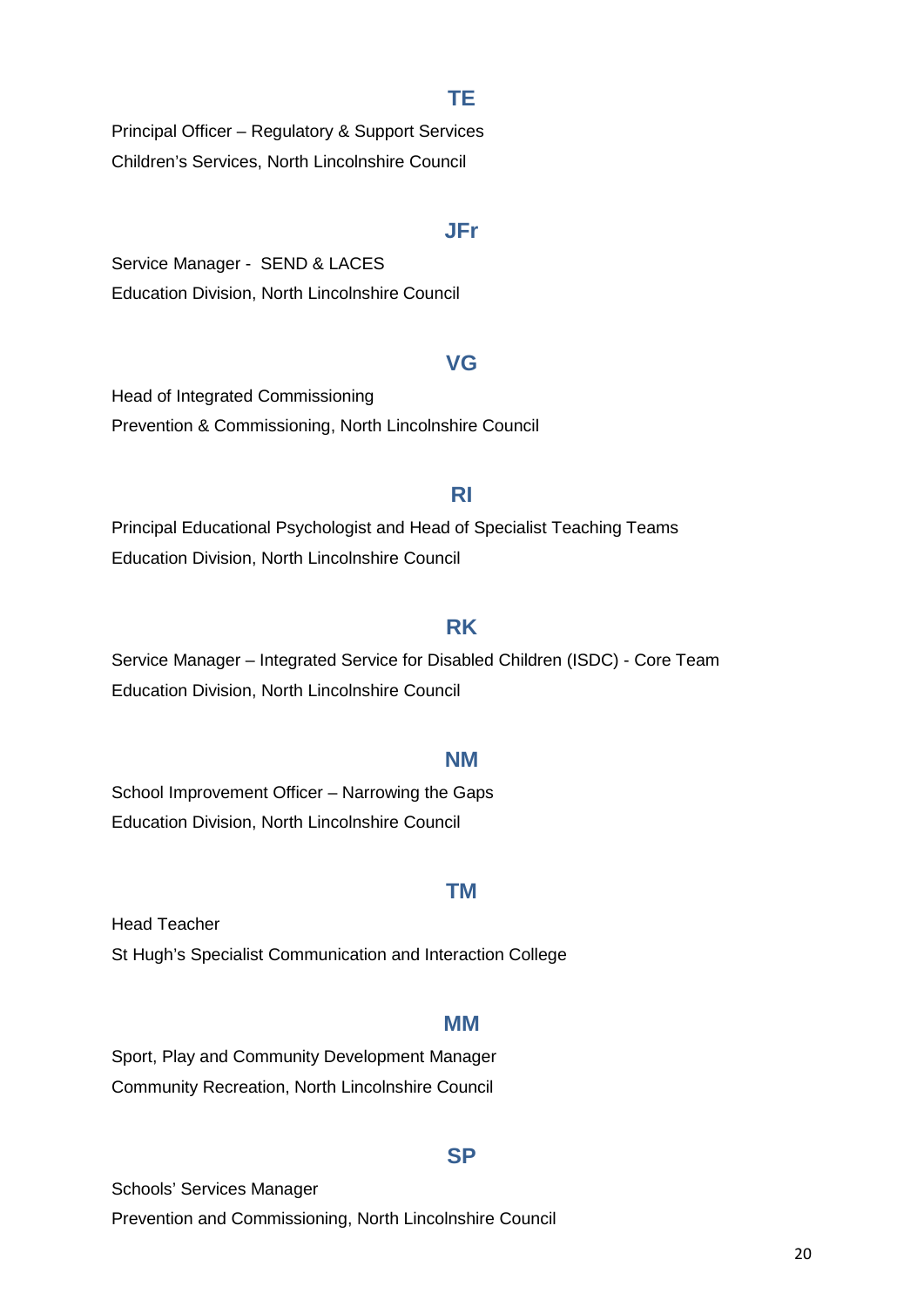**TE**

Principal Officer – Regulatory & Support Services
Children's Services, North Lincolnshire Council

**JFr**

Service Manager - SEND & LACES
Education Division, North Lincolnshire Council

**VG**

Head of Integrated Commissioning
Prevention & Commissioning, North Lincolnshire Council

**RI**

Principal Educational Psychologist and Head of Specialist Teaching Teams
Education Division, North Lincolnshire Council

**RK**

Service Manager – Integrated Service for Disabled Children (ISDC) - Core Team
Education Division, North Lincolnshire Council

**NM**

School Improvement Officer – Narrowing the Gaps
Education Division, North Lincolnshire Council

**TM**

Head Teacher
St Hugh's Specialist Communication and Interaction College

**MM**

Sport, Play and Community Development Manager
Community Recreation, North Lincolnshire Council

**SP**

Schools' Services Manager
Prevention and Commissioning, North Lincolnshire Council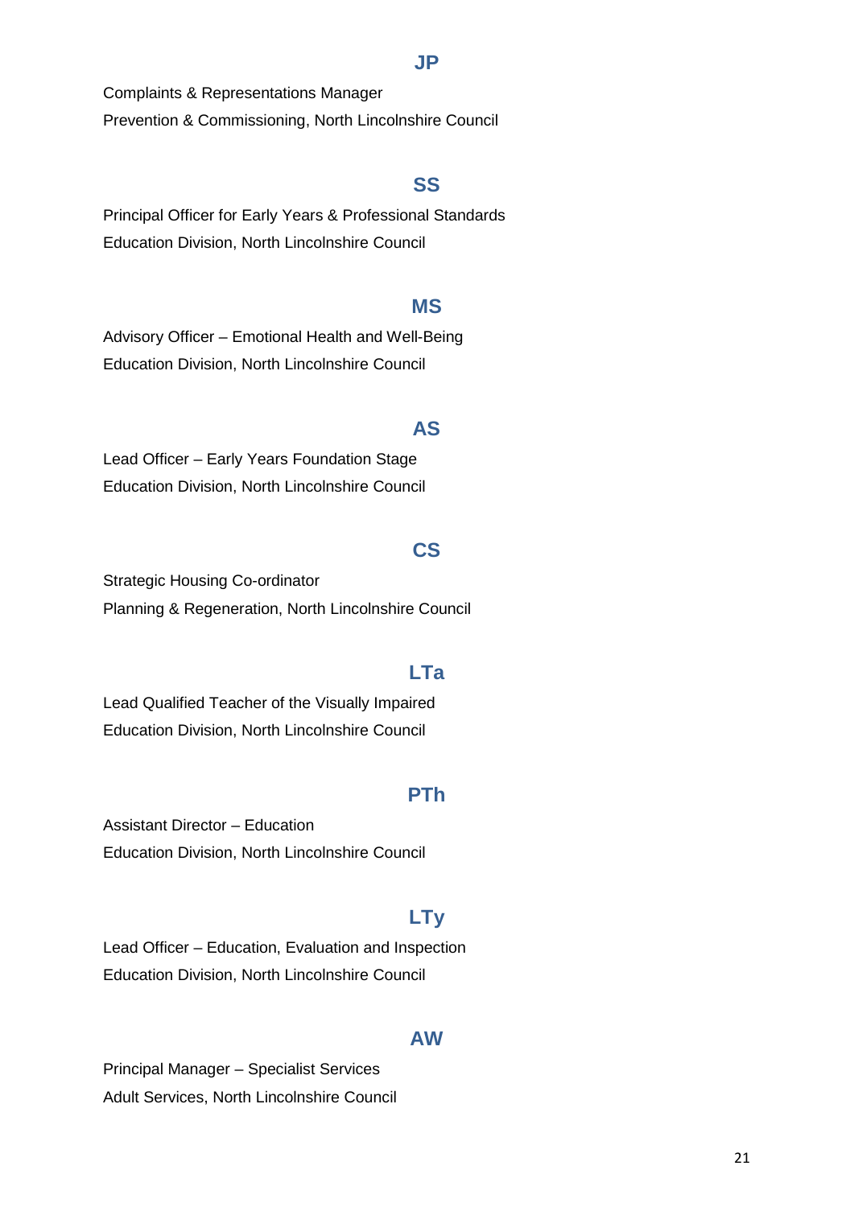**JP**

Complaints & Representations Manager
Prevention & Commissioning, North Lincolnshire Council

**SS**

Principal Officer for Early Years & Professional Standards
Education Division, North Lincolnshire Council

**MS**

Advisory Officer – Emotional Health and Well-Being
Education Division, North Lincolnshire Council

**AS**

Lead Officer – Early Years Foundation Stage
Education Division, North Lincolnshire Council

**CS**

Strategic Housing Co-ordinator
Planning & Regeneration, North Lincolnshire Council

**LTa**

Lead Qualified Teacher of the Visually Impaired
Education Division, North Lincolnshire Council

**PTh**

Assistant Director – Education
Education Division, North Lincolnshire Council

**LTy**

Lead Officer – Education, Evaluation and Inspection
Education Division, North Lincolnshire Council

**AW**

Principal Manager – Specialist Services
Adult Services, North Lincolnshire Council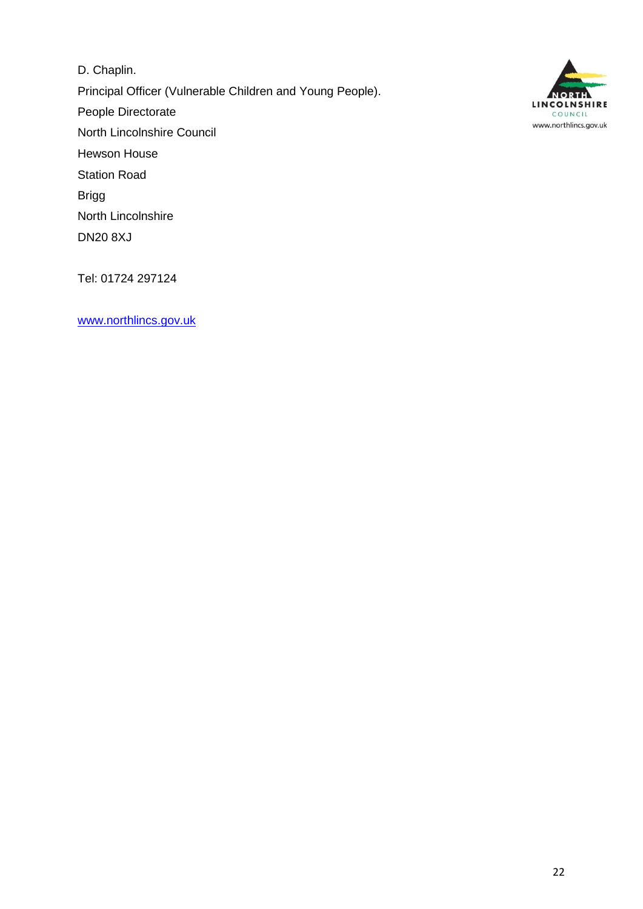D. Chaplin.

Principal Officer (Vulnerable Children and Young People).

People Directorate

North Lincolnshire Council

Hewson House

Station Road

Brigg

North Lincolnshire

DN20 8XJ

Tel: 01724 297124

www.northlincs.gov.uk